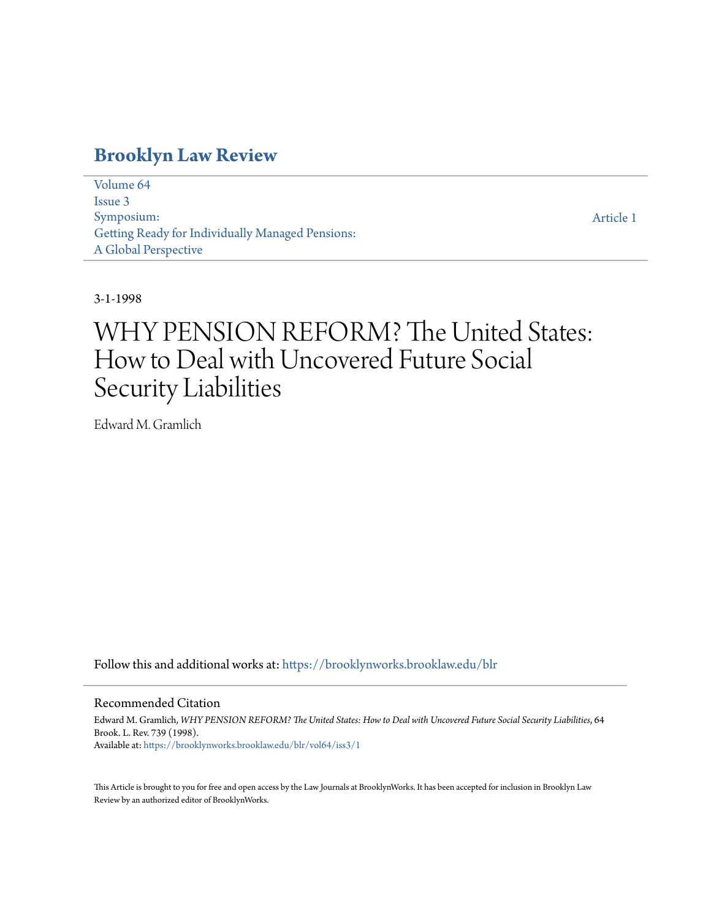# Brooklyn Law Review

Volume 64
Issue 3
Symposium:
Getting Ready for Individually Managed Pensions:
A Global Perspective

Article 1

3-1-1998

# WHY PENSION REFORM? The United States: How to Deal with Uncovered Future Social Security Liabilities

Edward M. Gramlich

Follow this and additional works at: https://brooklynworks.brooklaw.edu/blr

## Recommended Citation

Edward M. Gramlich, *WHY PENSION REFORM? The United States: How to Deal with Uncovered Future Social Security Liabilities*, 64 Brook. L. Rev. 739 (1998).
Available at: https://brooklynworks.brooklaw.edu/blr/vol64/iss3/1

This Article is brought to you for free and open access by the Law Journals at BrooklynWorks. It has been accepted for inclusion in Brooklyn Law Review by an authorized editor of BrooklynWorks.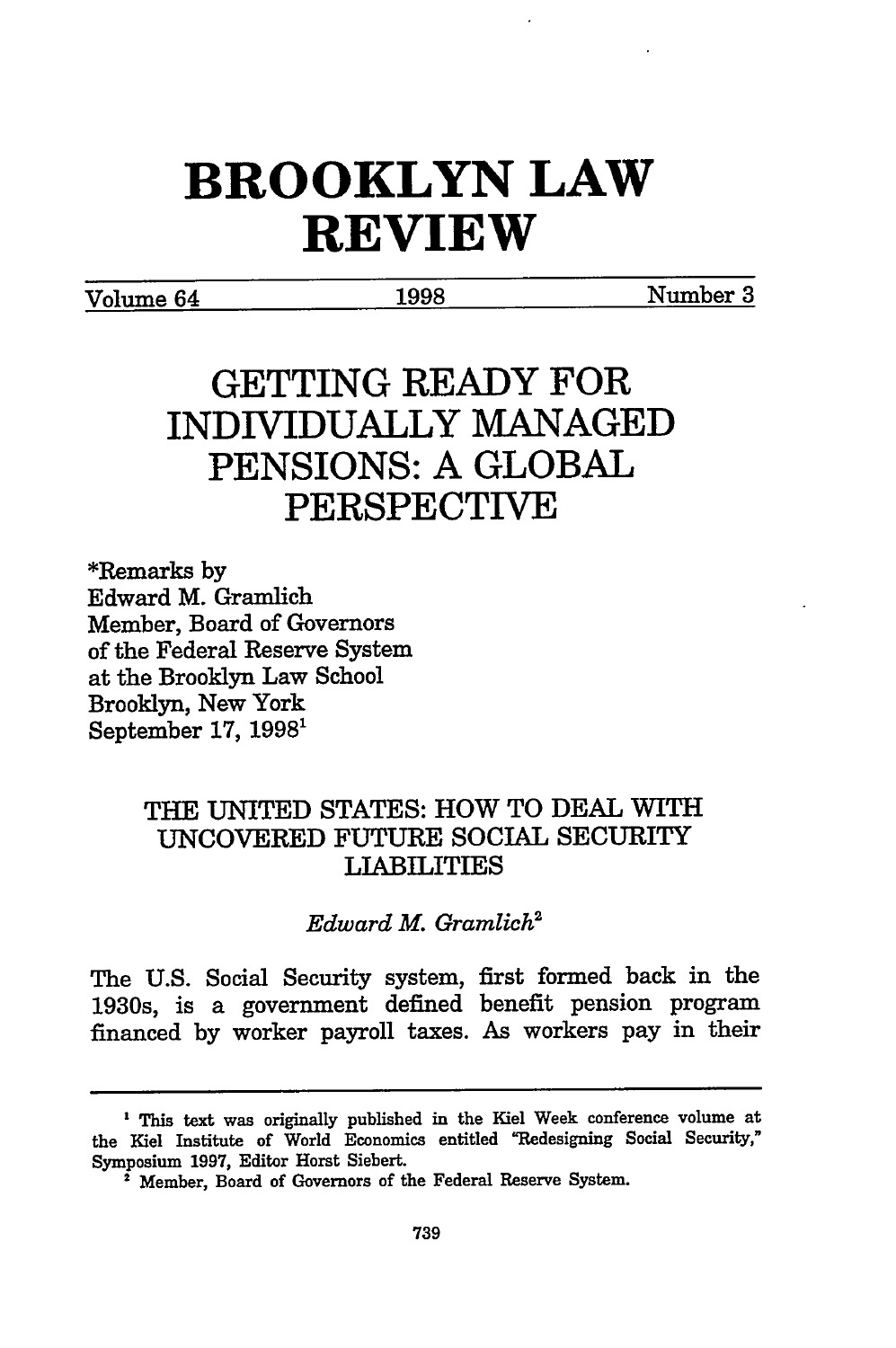# BROOKLYN LAW REVIEW

Volume 64 1998 Number 3

# GETTING READY FOR INDIVIDUALLY MANAGED PENSIONS: A GLOBAL PERSPECTIVE

*Remarks by
Edward M. Gramlich
Member, Board of Governors
of the Federal Reserve System
at the Brooklyn Law School
Brooklyn, New York
September 17, 1998[1]

## THE UNITED STATES: HOW TO DEAL WITH UNCOVERED FUTURE SOCIAL SECURITY LIABILITIES

*Edward M. Gramlich*[2]

The U.S. Social Security system, first formed back in the 1930s, is a government defined benefit pension program financed by worker payroll taxes. As workers pay in their

---

[1] This text was originally published in the Kiel Week conference volume at the Kiel Institute of World Economics entitled "Redesigning Social Security," Symposium 1997, Editor Horst Siebert.

[2] Member, Board of Governors of the Federal Reserve System.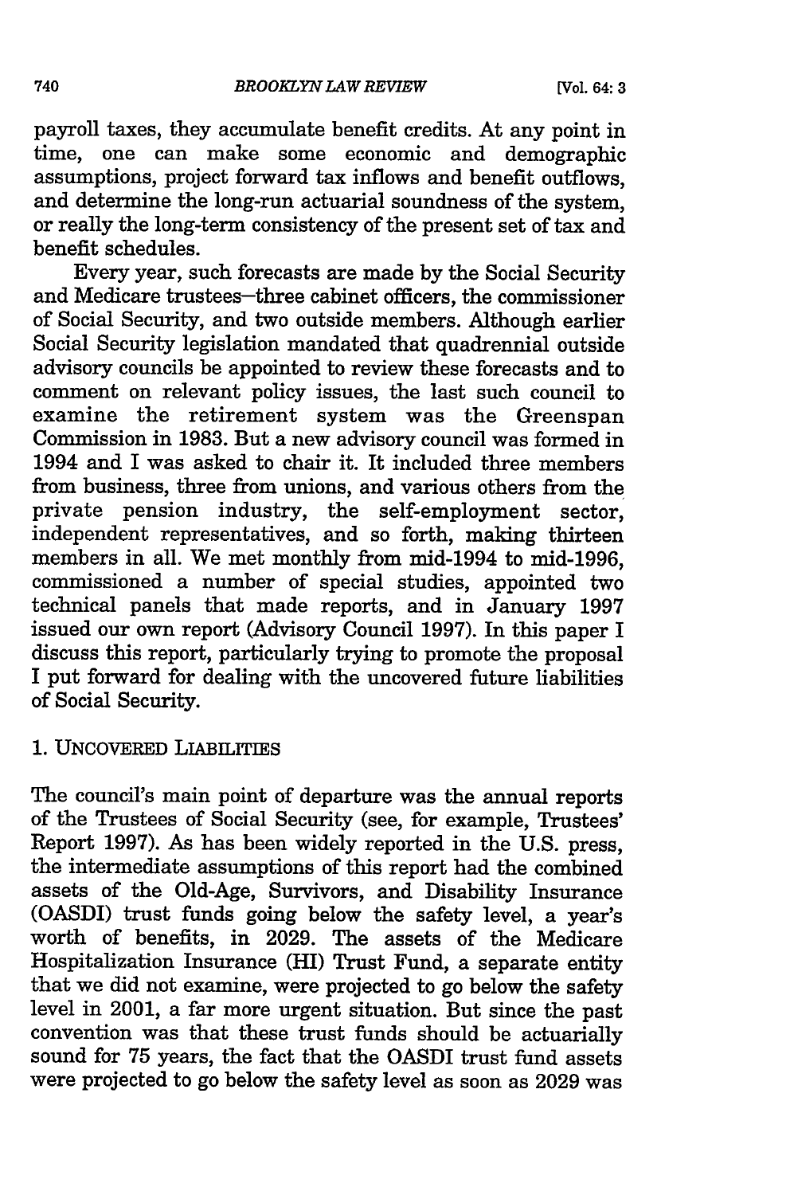payroll taxes, they accumulate benefit credits. At any point in time, one can make some economic and demographic assumptions, project forward tax inflows and benefit outflows, and determine the long-run actuarial soundness of the system, or really the long-term consistency of the present set of tax and benefit schedules.

Every year, such forecasts are made by the Social Security and Medicare trustees–three cabinet officers, the commissioner of Social Security, and two outside members. Although earlier Social Security legislation mandated that quadrennial outside advisory councils be appointed to review these forecasts and to comment on relevant policy issues, the last such council to examine the retirement system was the Greenspan Commission in 1983. But a new advisory council was formed in 1994 and I was asked to chair it. It included three members from business, three from unions, and various others from the private pension industry, the self-employment sector, independent representatives, and so forth, making thirteen members in all. We met monthly from mid-1994 to mid-1996, commissioned a number of special studies, appointed two technical panels that made reports, and in January 1997 issued our own report (Advisory Council 1997). In this paper I discuss this report, particularly trying to promote the proposal I put forward for dealing with the uncovered future liabilities of Social Security.

## 1. UNCOVERED LIABILITIES

The council's main point of departure was the annual reports of the Trustees of Social Security (see, for example, Trustees' Report 1997). As has been widely reported in the U.S. press, the intermediate assumptions of this report had the combined assets of the Old-Age, Survivors, and Disability Insurance (OASDI) trust funds going below the safety level, a year's worth of benefits, in 2029. The assets of the Medicare Hospitalization Insurance (HI) Trust Fund, a separate entity that we did not examine, were projected to go below the safety level in 2001, a far more urgent situation. But since the past convention was that these trust funds should be actuarially sound for 75 years, the fact that the OASDI trust fund assets were projected to go below the safety level as soon as 2029 was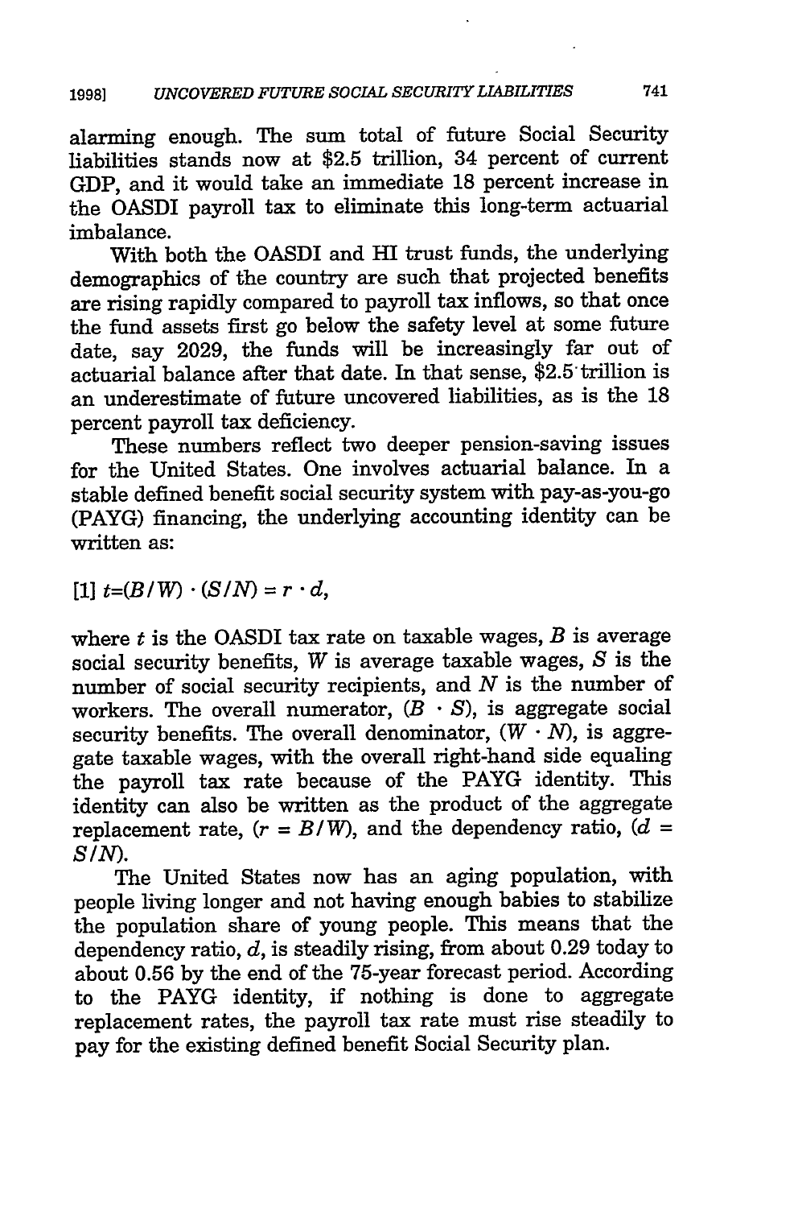alarming enough. The sum total of future Social Security liabilities stands now at \$2.5 trillion, 34 percent of current GDP, and it would take an immediate 18 percent increase in the OASDI payroll tax to eliminate this long-term actuarial imbalance.

With both the OASDI and HI trust funds, the underlying demographics of the country are such that projected benefits are rising rapidly compared to payroll tax inflows, so that once the fund assets first go below the safety level at some future date, say 2029, the funds will be increasingly far out of actuarial balance after that date. In that sense, \$2.5 trillion is an underestimate of future uncovered liabilities, as is the 18 percent payroll tax deficiency.

These numbers reflect two deeper pension-saving issues for the United States. One involves actuarial balance. In a stable defined benefit social security system with pay-as-you-go (PAYG) financing, the underlying accounting identity can be written as:

$$[1]\ t=(B/W)\cdot(S/N)=r\cdot d,$$

where $t$ is the OASDI tax rate on taxable wages, $B$ is average social security benefits, $W$ is average taxable wages, $S$ is the number of social security recipients, and $N$ is the number of workers. The overall numerator, $(B \cdot S)$, is aggregate social security benefits. The overall denominator, $(W \cdot N)$, is aggregate taxable wages, with the overall right-hand side equaling the payroll tax rate because of the PAYG identity. This identity can also be written as the product of the aggregate replacement rate, $(r = B/W)$, and the dependency ratio, $(d = S/N)$.

The United States now has an aging population, with people living longer and not having enough babies to stabilize the population share of young people. This means that the dependency ratio, $d$, is steadily rising, from about 0.29 today to about 0.56 by the end of the 75-year forecast period. According to the PAYG identity, if nothing is done to aggregate replacement rates, the payroll tax rate must rise steadily to pay for the existing defined benefit Social Security plan.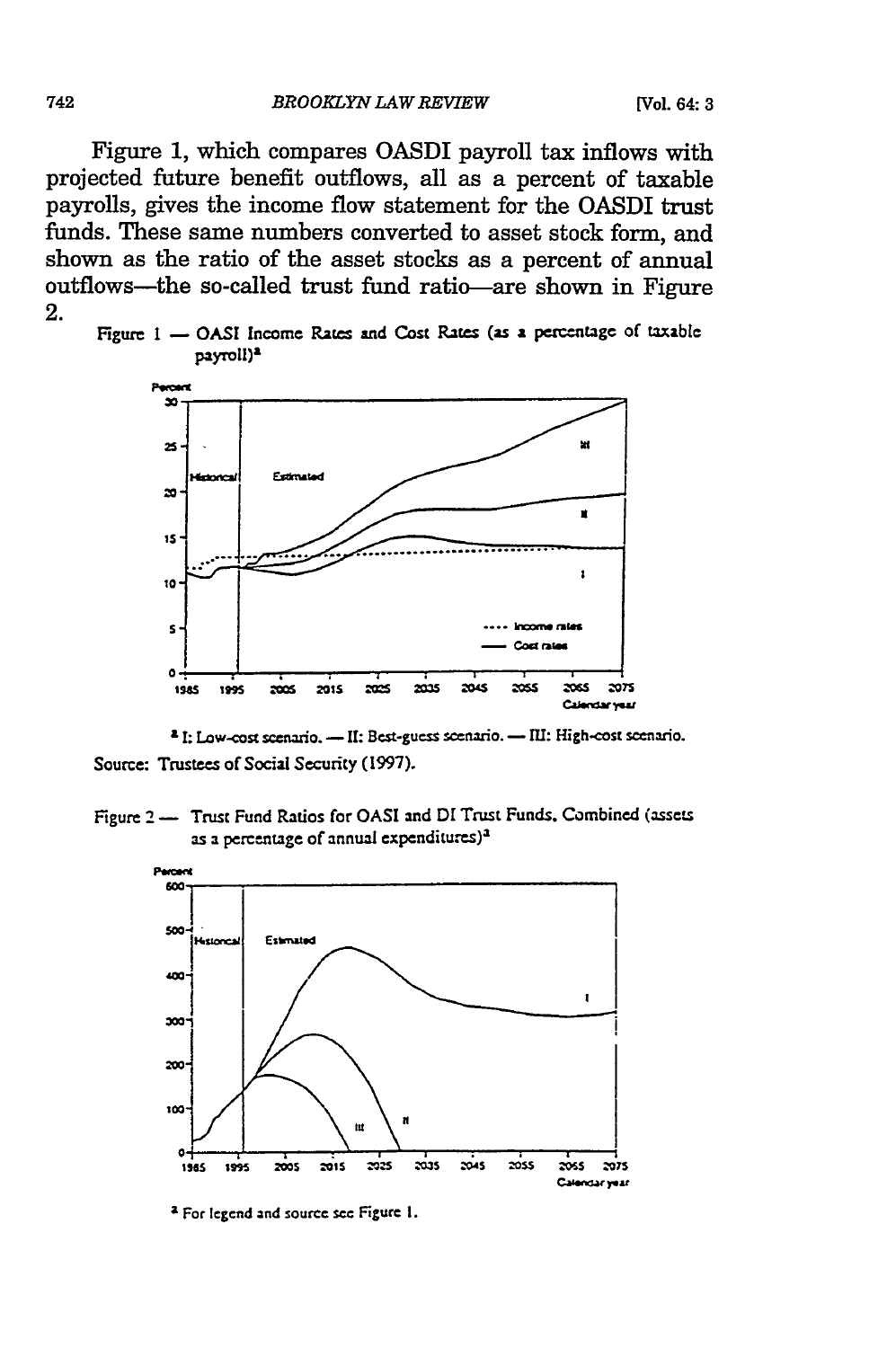Figure 1, which compares OASDI payroll tax inflows with projected future benefit outflows, all as a percent of taxable payrolls, gives the income flow statement for the OASDI trust funds. These same numbers converted to asset stock form, and shown as the ratio of the asset stocks as a percent of annual outflows—the so-called trust fund ratio—are shown in Figure 2.

Figure 1 — OASI Income Rates and Cost Rates (as a percentage of taxable payroll)[a]

[a] I: Low-cost scenario. — II: Best-guess scenario. — III: High-cost scenario.

Source: Trustees of Social Security (1997).

Figure 2 — Trust Fund Ratios for OASI and DI Trust Funds, Combined (assets as a percentage of annual expenditures)[a]

[a] For legend and source see Figure 1.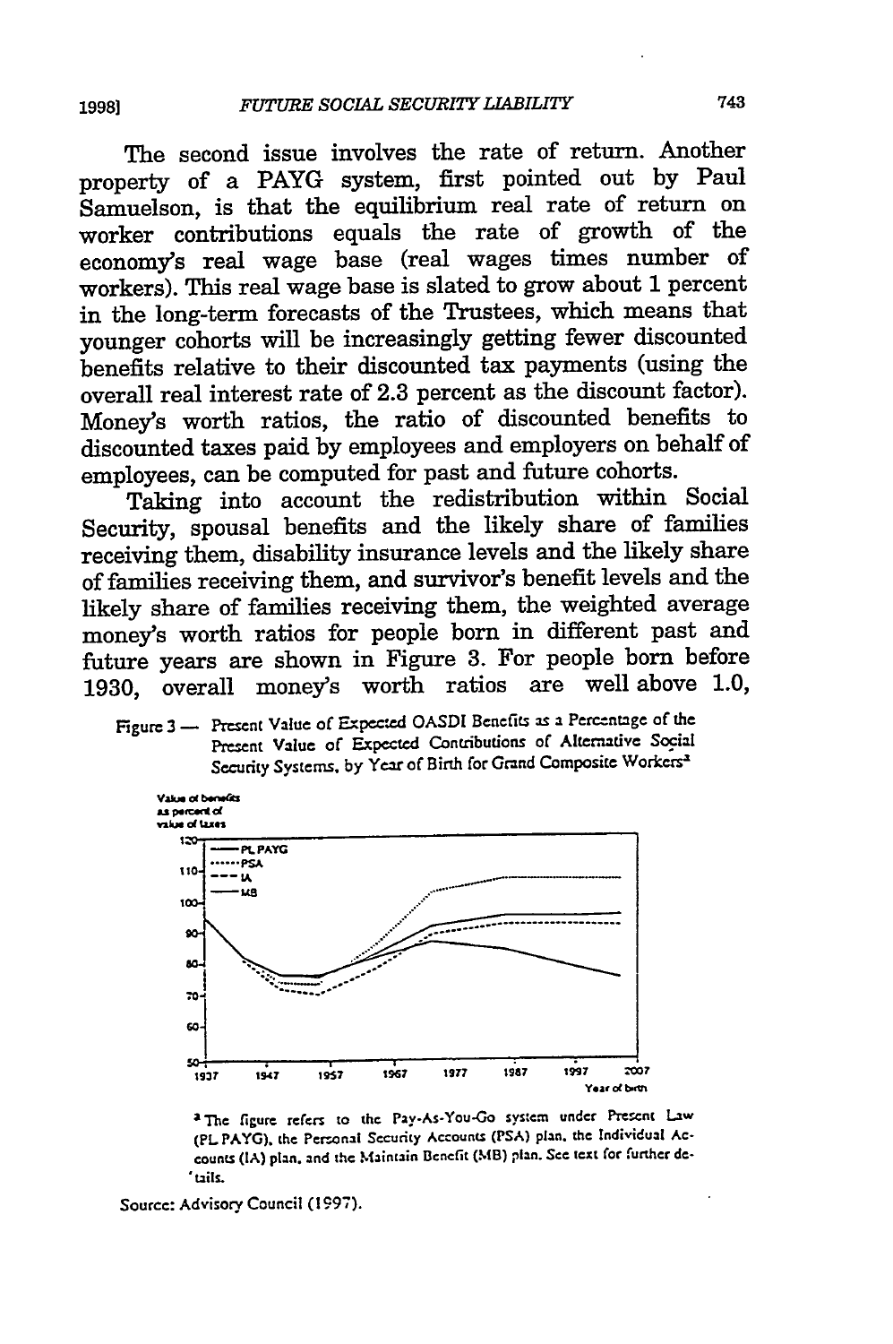The second issue involves the rate of return. Another property of a PAYG system, first pointed out by Paul Samuelson, is that the equilibrium real rate of return on worker contributions equals the rate of growth of the economy's real wage base (real wages times number of workers). This real wage base is slated to grow about 1 percent in the long-term forecasts of the Trustees, which means that younger cohorts will be increasingly getting fewer discounted benefits relative to their discounted tax payments (using the overall real interest rate of 2.3 percent as the discount factor). Money's worth ratios, the ratio of discounted benefits to discounted taxes paid by employees and employers on behalf of employees, can be computed for past and future cohorts.

Taking into account the redistribution within Social Security, spousal benefits and the likely share of families receiving them, disability insurance levels and the likely share of families receiving them, and survivor's benefit levels and the likely share of families receiving them, the weighted average money's worth ratios for people born in different past and future years are shown in Figure 3. For people born before 1930, overall money's worth ratios are well above 1.0,

Figure 3 — Present Value of Expected OASDI Benefits as a Percentage of the Present Value of Expected Contributions of Alternative Social Security Systems, by Year of Birth for Grand Composite Workers[a]

[a] The figure refers to the Pay-As-You-Go system under Present Law (PL PAYG), the Personal Security Accounts (PSA) plan, the Individual Accounts (IA) plan, and the Maintain Benefit (MB) plan. See text for further details.

Source: Advisory Council (1997).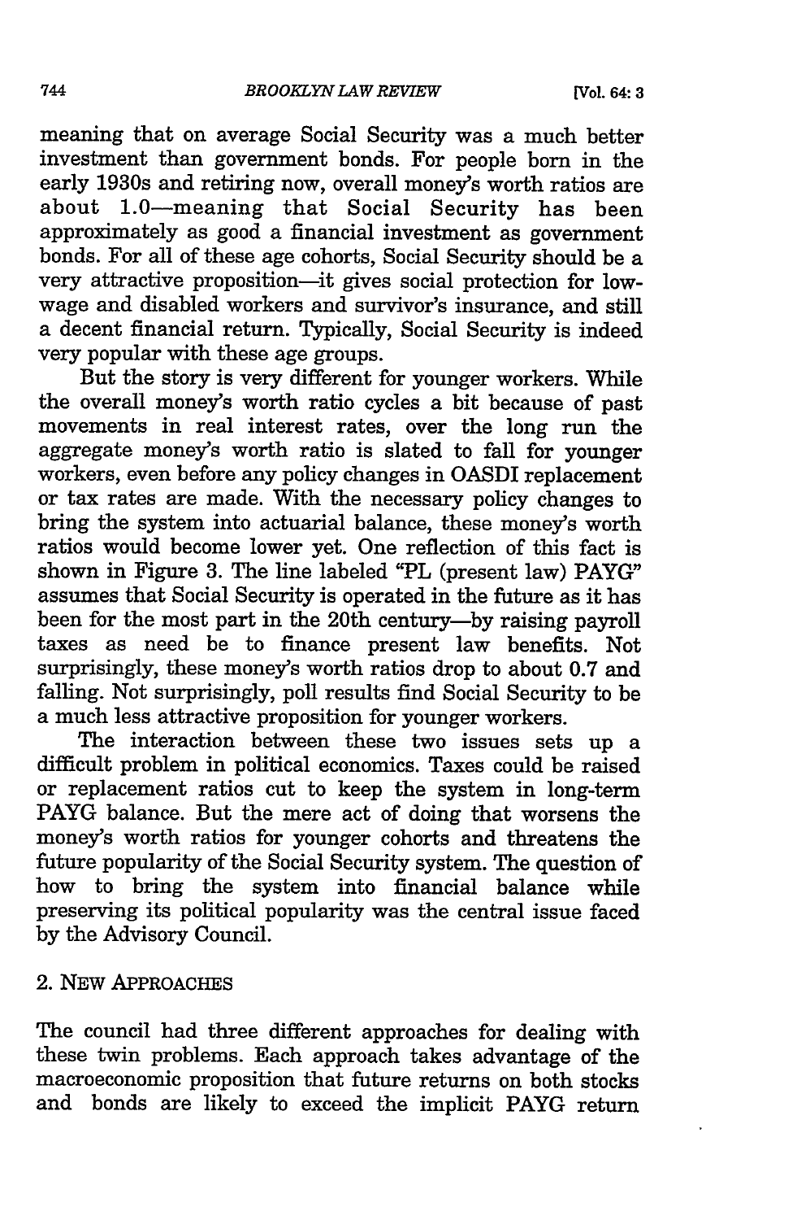meaning that on average Social Security was a much better investment than government bonds. For people born in the early 1930s and retiring now, overall money's worth ratios are about 1.0—meaning that Social Security has been approximately as good a financial investment as government bonds. For all of these age cohorts, Social Security should be a very attractive proposition—it gives social protection for low-wage and disabled workers and survivor's insurance, and still a decent financial return. Typically, Social Security is indeed very popular with these age groups.

But the story is very different for younger workers. While the overall money's worth ratio cycles a bit because of past movements in real interest rates, over the long run the aggregate money's worth ratio is slated to fall for younger workers, even before any policy changes in OASDI replacement or tax rates are made. With the necessary policy changes to bring the system into actuarial balance, these money's worth ratios would become lower yet. One reflection of this fact is shown in Figure 3. The line labeled "PL (present law) PAYG" assumes that Social Security is operated in the future as it has been for the most part in the 20th century—by raising payroll taxes as need be to finance present law benefits. Not surprisingly, these money's worth ratios drop to about 0.7 and falling. Not surprisingly, poll results find Social Security to be a much less attractive proposition for younger workers.

The interaction between these two issues sets up a difficult problem in political economics. Taxes could be raised or replacement ratios cut to keep the system in long-term PAYG balance. But the mere act of doing that worsens the money's worth ratios for younger cohorts and threatens the future popularity of the Social Security system. The question of how to bring the system into financial balance while preserving its political popularity was the central issue faced by the Advisory Council.

## 2. New Approaches

The council had three different approaches for dealing with these twin problems. Each approach takes advantage of the macroeconomic proposition that future returns on both stocks and bonds are likely to exceed the implicit PAYG return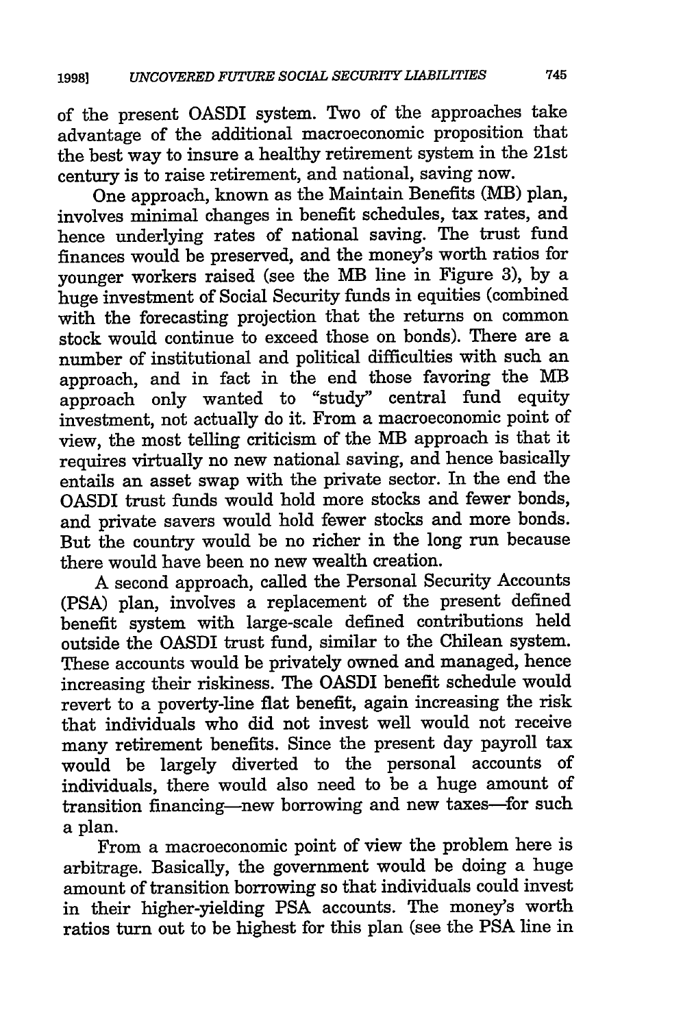of the present OASDI system. Two of the approaches take advantage of the additional macroeconomic proposition that the best way to insure a healthy retirement system in the 21st century is to raise retirement, and national, saving now.

One approach, known as the Maintain Benefits (MB) plan, involves minimal changes in benefit schedules, tax rates, and hence underlying rates of national saving. The trust fund finances would be preserved, and the money's worth ratios for younger workers raised (see the MB line in Figure 3), by a huge investment of Social Security funds in equities (combined with the forecasting projection that the returns on common stock would continue to exceed those on bonds). There are a number of institutional and political difficulties with such an approach, and in fact in the end those favoring the MB approach only wanted to "study" central fund equity investment, not actually do it. From a macroeconomic point of view, the most telling criticism of the MB approach is that it requires virtually no new national saving, and hence basically entails an asset swap with the private sector. In the end the OASDI trust funds would hold more stocks and fewer bonds, and private savers would hold fewer stocks and more bonds. But the country would be no richer in the long run because there would have been no new wealth creation.

A second approach, called the Personal Security Accounts (PSA) plan, involves a replacement of the present defined benefit system with large-scale defined contributions held outside the OASDI trust fund, similar to the Chilean system. These accounts would be privately owned and managed, hence increasing their riskiness. The OASDI benefit schedule would revert to a poverty-line flat benefit, again increasing the risk that individuals who did not invest well would not receive many retirement benefits. Since the present day payroll tax would be largely diverted to the personal accounts of individuals, there would also need to be a huge amount of transition financing—new borrowing and new taxes—for such a plan.

From a macroeconomic point of view the problem here is arbitrage. Basically, the government would be doing a huge amount of transition borrowing so that individuals could invest in their higher-yielding PSA accounts. The money's worth ratios turn out to be highest for this plan (see the PSA line in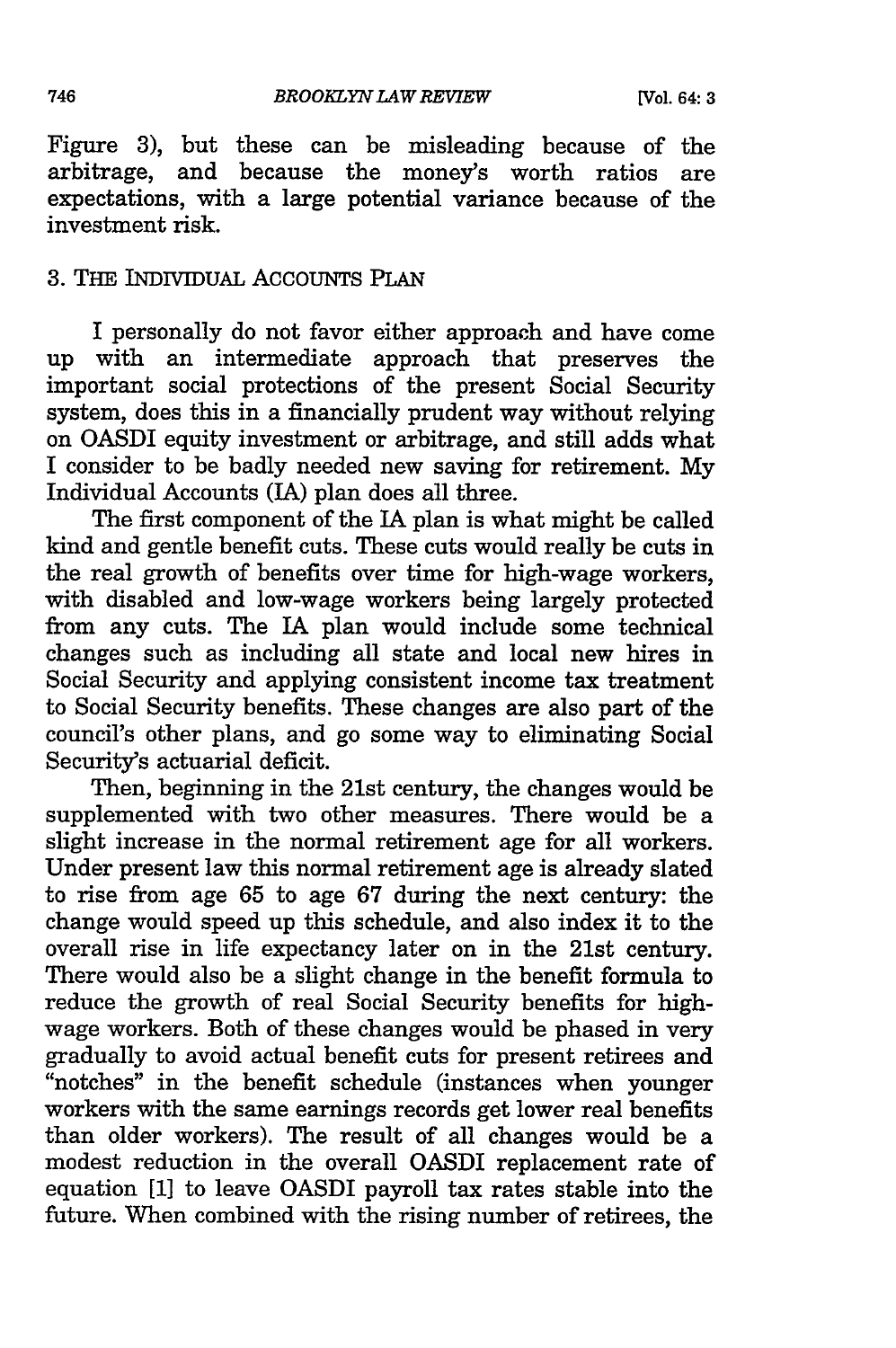Figure 3), but these can be misleading because of the arbitrage, and because the money's worth ratios are expectations, with a large potential variance because of the investment risk.

### 3. The Individual Accounts Plan

I personally do not favor either approach and have come up with an intermediate approach that preserves the important social protections of the present Social Security system, does this in a financially prudent way without relying on OASDI equity investment or arbitrage, and still adds what I consider to be badly needed new saving for retirement. My Individual Accounts (IA) plan does all three.

The first component of the IA plan is what might be called kind and gentle benefit cuts. These cuts would really be cuts in the real growth of benefits over time for high-wage workers, with disabled and low-wage workers being largely protected from any cuts. The IA plan would include some technical changes such as including all state and local new hires in Social Security and applying consistent income tax treatment to Social Security benefits. These changes are also part of the council's other plans, and go some way to eliminating Social Security's actuarial deficit.

Then, beginning in the 21st century, the changes would be supplemented with two other measures. There would be a slight increase in the normal retirement age for all workers. Under present law this normal retirement age is already slated to rise from age 65 to age 67 during the next century: the change would speed up this schedule, and also index it to the overall rise in life expectancy later on in the 21st century. There would also be a slight change in the benefit formula to reduce the growth of real Social Security benefits for high-wage workers. Both of these changes would be phased in very gradually to avoid actual benefit cuts for present retirees and "notches" in the benefit schedule (instances when younger workers with the same earnings records get lower real benefits than older workers). The result of all changes would be a modest reduction in the overall OASDI replacement rate of equation [1] to leave OASDI payroll tax rates stable into the future. When combined with the rising number of retirees, the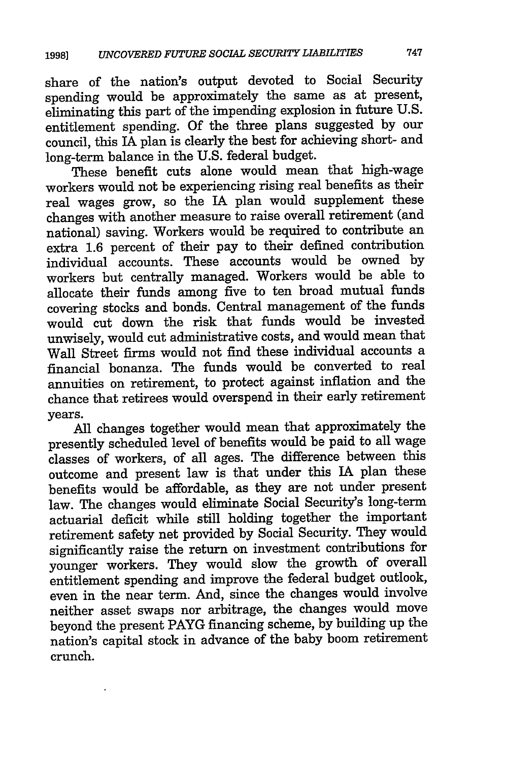share of the nation's output devoted to Social Security spending would be approximately the same as at present, eliminating this part of the impending explosion in future U.S. entitlement spending. Of the three plans suggested by our council, this IA plan is clearly the best for achieving short- and long-term balance in the U.S. federal budget.

These benefit cuts alone would mean that high-wage workers would not be experiencing rising real benefits as their real wages grow, so the IA plan would supplement these changes with another measure to raise overall retirement (and national) saving. Workers would be required to contribute an extra 1.6 percent of their pay to their defined contribution individual accounts. These accounts would be owned by workers but centrally managed. Workers would be able to allocate their funds among five to ten broad mutual funds covering stocks and bonds. Central management of the funds would cut down the risk that funds would be invested unwisely, would cut administrative costs, and would mean that Wall Street firms would not find these individual accounts a financial bonanza. The funds would be converted to real annuities on retirement, to protect against inflation and the chance that retirees would overspend in their early retirement years.

All changes together would mean that approximately the presently scheduled level of benefits would be paid to all wage classes of workers, of all ages. The difference between this outcome and present law is that under this IA plan these benefits would be affordable, as they are not under present law. The changes would eliminate Social Security's long-term actuarial deficit while still holding together the important retirement safety net provided by Social Security. They would significantly raise the return on investment contributions for younger workers. They would slow the growth of overall entitlement spending and improve the federal budget outlook, even in the near term. And, since the changes would involve neither asset swaps nor arbitrage, the changes would move beyond the present PAYG financing scheme, by building up the nation's capital stock in advance of the baby boom retirement crunch.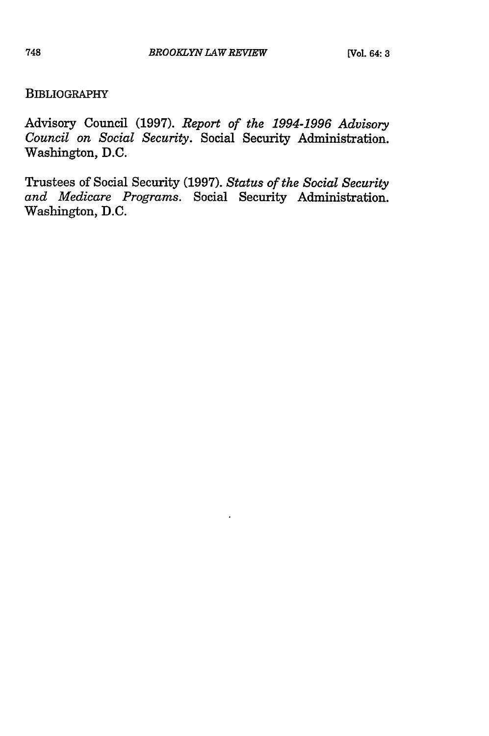## BIBLIOGRAPHY

Advisory Council (1997). *Report of the 1994-1996 Advisory Council on Social Security*. Social Security Administration. Washington, D.C.

Trustees of Social Security (1997). *Status of the Social Security and Medicare Programs*. Social Security Administration. Washington, D.C.